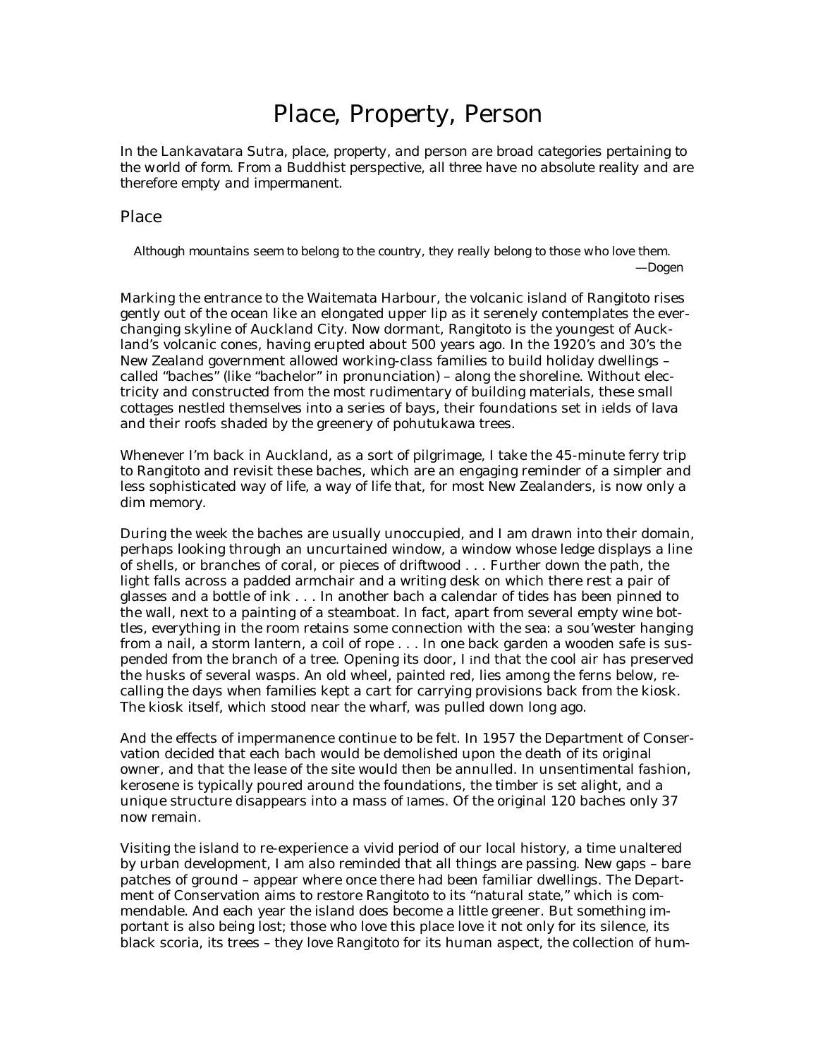# Place, Property, Person

In the Lankavatara Sutra, place, property, and person are broad categories pertaining to the world of form. From a Buddhist perspective, all three have no absolute reality and are therefore empty and impermanent.

## Place

> Although mountains seem to belong to the country, they really belong to those who love them.
>
> —Dogen

Marking the entrance to the Waitemata Harbour, the volcanic island of Rangitoto rises gently out of the ocean like an elongated upper lip as it serenely contemplates the ever-changing skyline of Auckland City. Now dormant, Rangitoto is the youngest of Auckland's volcanic cones, having erupted about 500 years ago. In the 1920's and 30's the New Zealand government allowed working-class families to build holiday dwellings – called "baches" (like "bachelor" in pronunciation) – along the shoreline. Without electricity and constructed from the most rudimentary of building materials, these small cottages nestled themselves into a series of bays, their foundations set in fields of lava and their roofs shaded by the greenery of pohutukawa trees.

Whenever I'm back in Auckland, as a sort of pilgrimage, I take the 45-minute ferry trip to Rangitoto and revisit these baches, which are an engaging reminder of a simpler and less sophisticated way of life, a way of life that, for most New Zealanders, is now only a dim memory.

During the week the baches are usually unoccupied, and I am drawn into their domain, perhaps looking through an uncurtained window, a window whose ledge displays a line of shells, or branches of coral, or pieces of driftwood . . . Further down the path, the light falls across a padded armchair and a writing desk on which there rest a pair of glasses and a bottle of ink . . . In another bach a calendar of tides has been pinned to the wall, next to a painting of a steamboat. In fact, apart from several empty wine bottles, everything in the room retains some connection with the sea: a sou'wester hanging from a nail, a storm lantern, a coil of rope . . . In one back garden a wooden safe is suspended from the branch of a tree. Opening its door, I find that the cool air has preserved the husks of several wasps. An old wheel, painted red, lies among the ferns below, recalling the days when families kept a cart for carrying provisions back from the kiosk. The kiosk itself, which stood near the wharf, was pulled down long ago.

And the effects of impermanence continue to be felt. In 1957 the Department of Conservation decided that each bach would be demolished upon the death of its original owner, and that the lease of the site would then be annulled. In unsentimental fashion, kerosene is typically poured around the foundations, the timber is set alight, and a unique structure disappears into a mass of flames. Of the original 120 baches only 37 now remain.

Visiting the island to re-experience a vivid period of our local history, a time unaltered by urban development, I am also reminded that all things are passing. New gaps – bare patches of ground – appear where once there had been familiar dwellings. The Department of Conservation aims to restore Rangitoto to its "natural state," which is commendable. And each year the island does become a little greener. But something important is also being lost; those who love this place love it not only for its silence, its black scoria, its trees – they love Rangitoto for its human aspect, the collection of hum-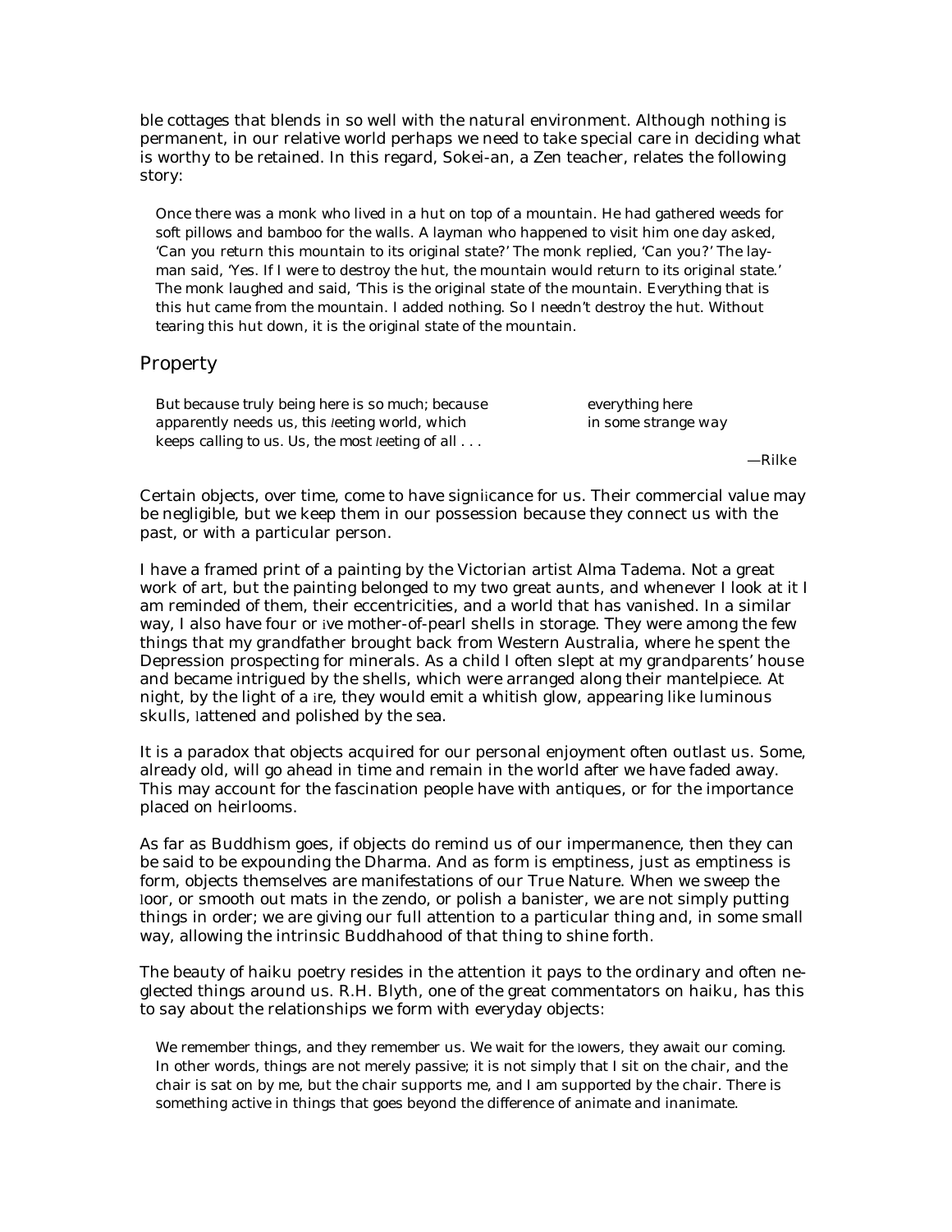ble cottages that blends in so well with the natural environment. Although nothing is permanent, in our relative world perhaps we need to take special care in deciding what is worthy to be retained. In this regard, Sokei-an, a Zen teacher, relates the following story:

> Once there was a monk who lived in a hut on top of a mountain. He had gathered weeds for soft pillows and bamboo for the walls. A layman who happened to visit him one day asked, 'Can you return this mountain to its original state?' The monk replied, 'Can you?' The layman said, 'Yes. If I were to destroy the hut, the mountain would return to its original state.' The monk laughed and said, 'This is the original state of the mountain. Everything that is this hut came from the mountain. I added nothing. So I needn't destroy the hut. Without tearing this hut down, it is the original state of the mountain.

## Property

> But because truly being here is so much; because everything here
> apparently needs us, this fleeting world, which in some strange way
> keeps calling to us. Us, the most fleeting of all . . .
>
> —Rilke

Certain objects, over time, come to have significance for us. Their commercial value may be negligible, but we keep them in our possession because they connect us with the past, or with a particular person.

I have a framed print of a painting by the Victorian artist Alma Tadema. Not a great work of art, but the painting belonged to my two great aunts, and whenever I look at it I am reminded of them, their eccentricities, and a world that has vanished. In a similar way, I also have four or five mother-of-pearl shells in storage. They were among the few things that my grandfather brought back from Western Australia, where he spent the Depression prospecting for minerals. As a child I often slept at my grandparents' house and became intrigued by the shells, which were arranged along their mantelpiece. At night, by the light of a fire, they would emit a whitish glow, appearing like luminous skulls, flattened and polished by the sea.

It is a paradox that objects acquired for our personal enjoyment often outlast us. Some, already old, will go ahead in time and remain in the world after we have faded away. This may account for the fascination people have with antiques, or for the importance placed on heirlooms.

As far as Buddhism goes, if objects do remind us of our impermanence, then they can be said to be expounding the Dharma. And as form is emptiness, just as emptiness is form, objects themselves are manifestations of our True Nature. When we sweep the floor, or smooth out mats in the zendo, or polish a banister, we are not simply putting things in order; we are giving our full attention to a particular thing and, in some small way, allowing the intrinsic Buddhahood of that thing to shine forth.

The beauty of haiku poetry resides in the attention it pays to the ordinary and often neglected things around us. R.H. Blyth, one of the great commentators on haiku, has this to say about the relationships we form with everyday objects:

> We remember things, and they remember us. We wait for the flowers, they await our coming. In other words, things are not merely passive; it is not simply that I sit on the chair, and the chair is sat on by me, but the chair supports me, and I am supported by the chair. There is something active in things that goes beyond the difference of animate and inanimate.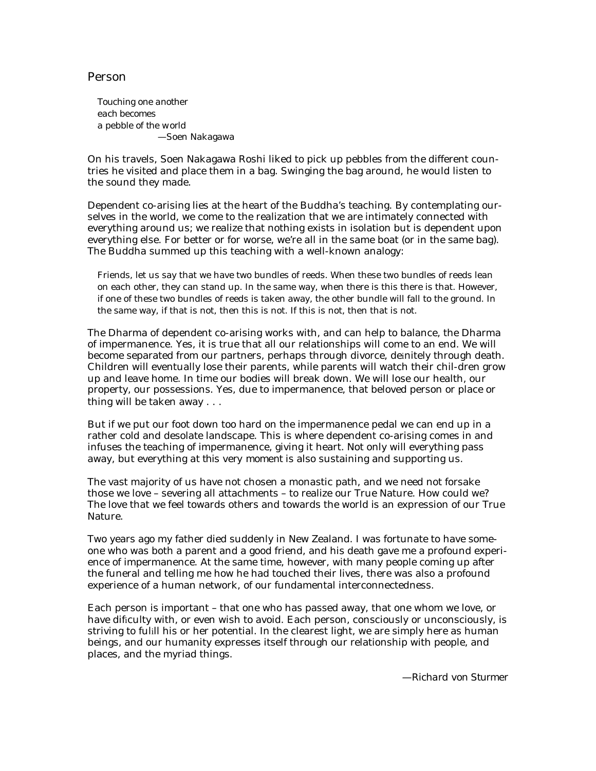## Person

> *Touching one another*
> *each becomes*
> *a pebble of the world*
> —Soen Nakagawa

On his travels, Soen Nakagawa Roshi liked to pick up pebbles from the different countries he visited and place them in a bag. Swinging the bag around, he would listen to the sound they made.

Dependent co-arising lies at the heart of the Buddha's teaching. By contemplating ourselves in the world, we come to the realization that we are intimately connected with everything around us; we realize that nothing exists in isolation but is dependent upon everything else. For better or for worse, we're all in the same boat (or in the same bag). The Buddha summed up this teaching with a well-known analogy:

> Friends, let us say that we have two bundles of reeds. When these two bundles of reeds lean on each other, they can stand up. In the same way, when there is this there is that. However, if one of these two bundles of reeds is taken away, the other bundle will fall to the ground. In the same way, if that is not, then this is not. If this is not, then that is not.

The Dharma of dependent co-arising works with, and can help to balance, the Dharma of impermanence. Yes, it is true that all our relationships will come to an end. We will become separated from our partners, perhaps through divorce, definitely through death. Children will eventually lose their parents, while parents will watch their chil-dren grow up and leave home. In time our bodies will break down. We will lose our health, our property, our possessions. Yes, due to impermanence, that beloved person or place or thing will be taken away . . .

But if we put our foot down too hard on the impermanence pedal we can end up in a rather cold and desolate landscape. This is where dependent co-arising comes in and infuses the teaching of impermanence, giving it heart. Not only will everything pass away, but everything at this very moment is also sustaining and supporting us.

The vast majority of us have not chosen a monastic path, and we need not forsake those we love – severing all attachments – to realize our True Nature. How could we? The love that we feel towards others and towards the world is an expression of our True Nature.

Two years ago my father died suddenly in New Zealand. I was fortunate to have someone who was both a parent and a good friend, and his death gave me a profound experience of impermanence. At the same time, however, with many people coming up after the funeral and telling me how he had touched their lives, there was also a profound experience of a human network, of our fundamental interconnectedness.

Each person is important – that one who has passed away, that one whom we love, or have difficulty with, or even wish to avoid. Each person, consciously or unconsciously, is striving to fulfill his or her potential. In the clearest light, we are simply here as human beings, and our humanity expresses itself through our relationship with people, and places, and the myriad things.

—Richard von Sturmer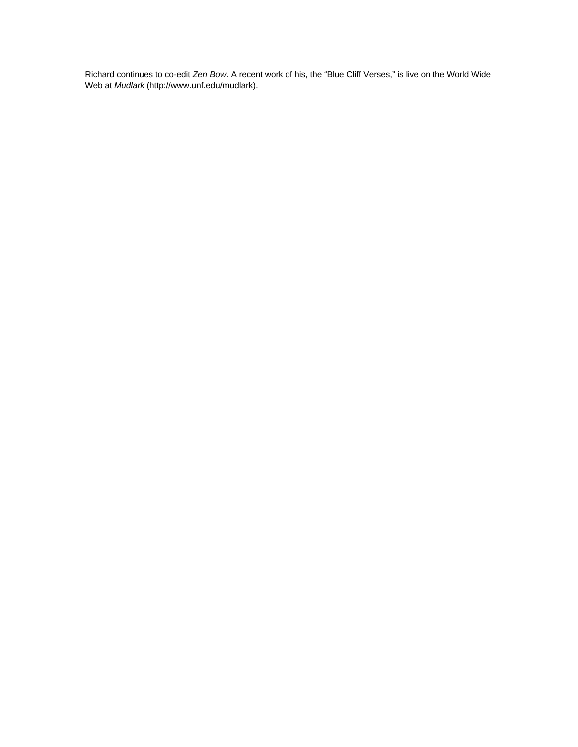Richard continues to co-edit *Zen Bow*. A recent work of his, the “Blue Cliff Verses,” is live on the World Wide Web at *Mudlark* (http://www.unf.edu/mudlark).